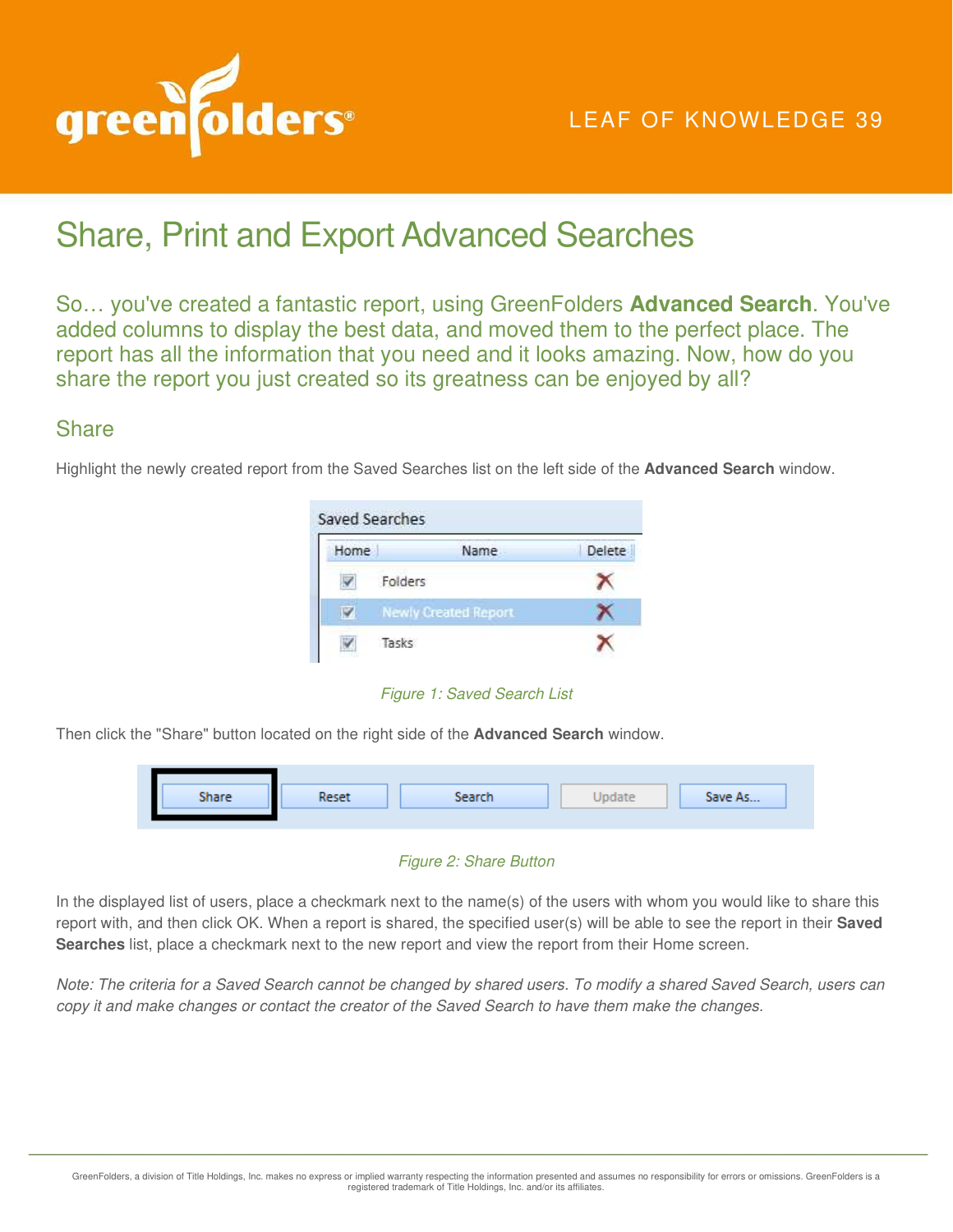LEAF OF KNOWLEDGE 39

# Share, Print and Export Advanced Searches

So… you've created a fantastic report, using GreenFolders **Advanced Search**. You've added columns to display the best data, and moved them to the perfect place. The report has all the information that you need and it looks amazing. Now, how do you share the report you just created so its greatness can be enjoyed by all?

## Share

Highlight the newly created report from the Saved Searches list on the left side of the **Advanced Search** window.

*Figure 1: Saved Search List*

Then click the "Share" button located on the right side of the **Advanced Search** window.

*Figure 2: Share Button*

In the displayed list of users, place a checkmark next to the name(s) of the users with whom you would like to share this report with, and then click OK. When a report is shared, the specified user(s) will be able to see the report in their **Saved Searches** list, place a checkmark next to the new report and view the report from their Home screen.

*Note: The criteria for a Saved Search cannot be changed by shared users. To modify a shared Saved Search, users can copy it and make changes or contact the creator of the Saved Search to have them make the changes.*

GreenFolders, a division of Title Holdings, Inc. makes no express or implied warranty respecting the information presented and assumes no responsibility for errors or omissions. GreenFolders is a registered trademark of Title Holdings, Inc. and/or its affiliates.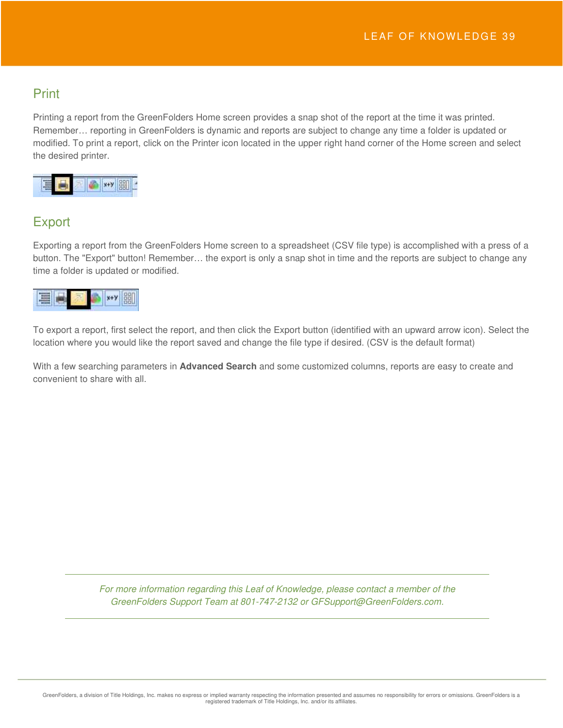## Print

Printing a report from the GreenFolders Home screen provides a snap shot of the report at the time it was printed. Remember… reporting in GreenFolders is dynamic and reports are subject to change any time a folder is updated or modified. To print a report, click on the Printer icon located in the upper right hand corner of the Home screen and select the desired printer.

## Export

Exporting a report from the GreenFolders Home screen to a spreadsheet (CSV file type) is accomplished with a press of a button. The "Export" button! Remember… the export is only a snap shot in time and the reports are subject to change any time a folder is updated or modified.

To export a report, first select the report, and then click the Export button (identified with an upward arrow icon). Select the location where you would like the report saved and change the file type if desired. (CSV is the default format)

With a few searching parameters in **Advanced Search** and some customized columns, reports are easy to create and convenient to share with all.

*For more information regarding this Leaf of Knowledge, please contact a member of the GreenFolders Support Team at 801-747-2132 or GFSupport@GreenFolders.com.*

GreenFolders, a division of Title Holdings, Inc. makes no express or implied warranty respecting the information presented and assumes no responsibility for errors or omissions. GreenFolders is a registered trademark of Title Holdings, Inc. and/or its affiliates.